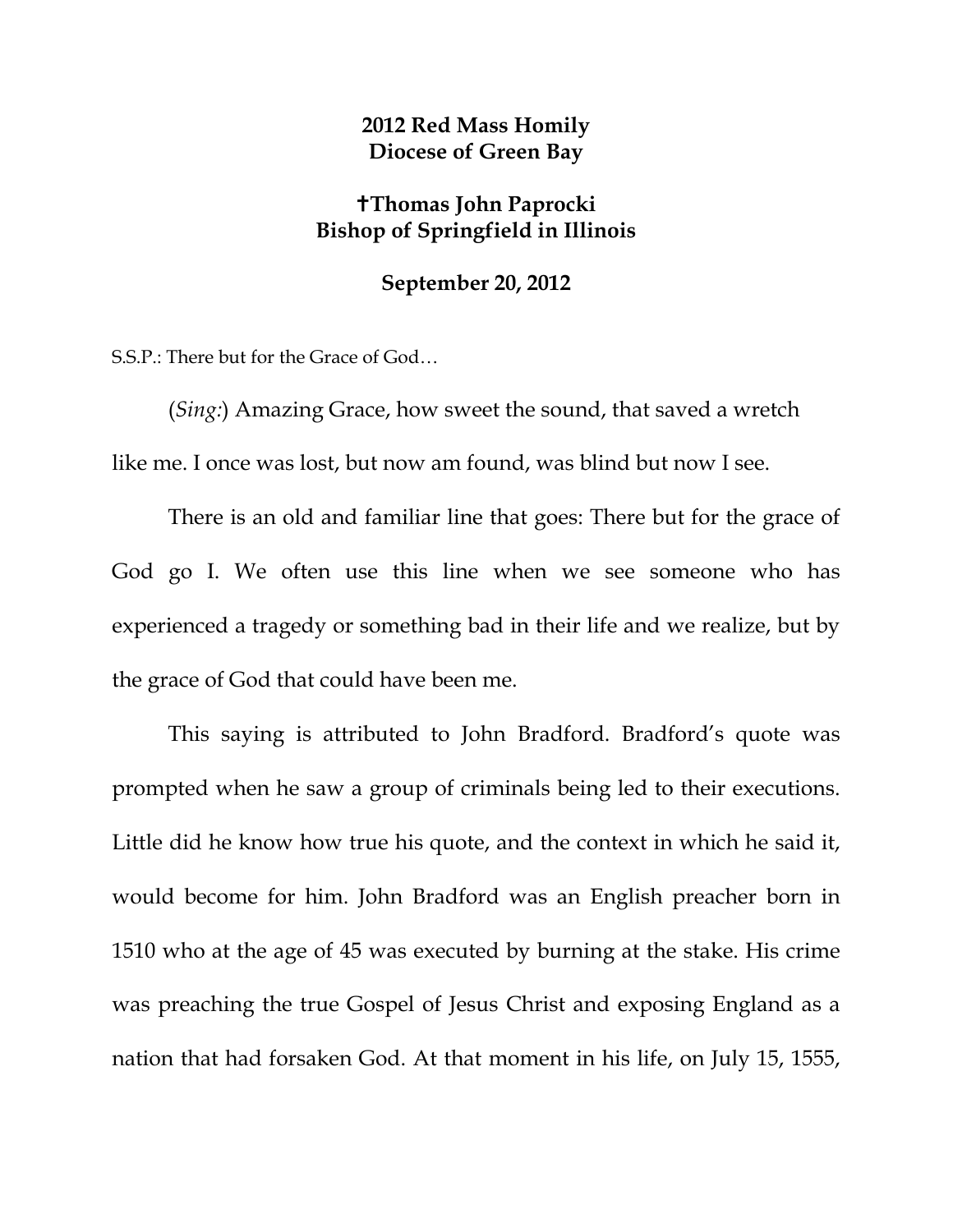# 2012 Red Mass Homily
# Diocese of Green Bay

## ✝Thomas John Paprocki
## Bishop of Springfield in Illinois

### September 20, 2012

S.S.P.: There but for the Grace of God…

(*Sing:*) Amazing Grace, how sweet the sound, that saved a wretch like me. I once was lost, but now am found, was blind but now I see.

There is an old and familiar line that goes: There but for the grace of God go I. We often use this line when we see someone who has experienced a tragedy or something bad in their life and we realize, but by the grace of God that could have been me.

This saying is attributed to John Bradford. Bradford's quote was prompted when he saw a group of criminals being led to their executions. Little did he know how true his quote, and the context in which he said it, would become for him. John Bradford was an English preacher born in 1510 who at the age of 45 was executed by burning at the stake. His crime was preaching the true Gospel of Jesus Christ and exposing England as a nation that had forsaken God. At that moment in his life, on July 15, 1555,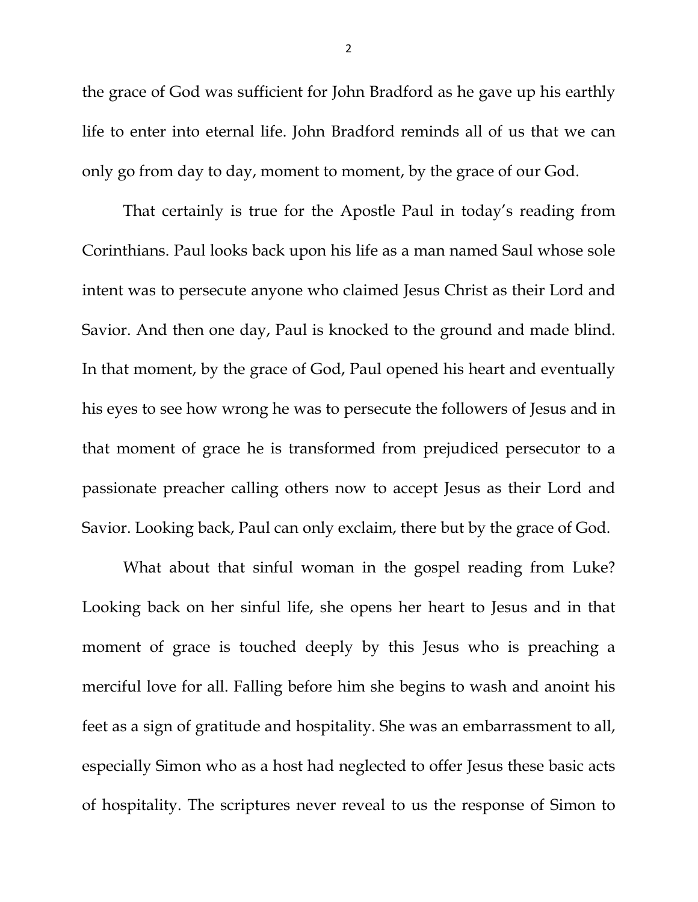the grace of God was sufficient for John Bradford as he gave up his earthly life to enter into eternal life. John Bradford reminds all of us that we can only go from day to day, moment to moment, by the grace of our God.

That certainly is true for the Apostle Paul in today's reading from Corinthians. Paul looks back upon his life as a man named Saul whose sole intent was to persecute anyone who claimed Jesus Christ as their Lord and Savior. And then one day, Paul is knocked to the ground and made blind. In that moment, by the grace of God, Paul opened his heart and eventually his eyes to see how wrong he was to persecute the followers of Jesus and in that moment of grace he is transformed from prejudiced persecutor to a passionate preacher calling others now to accept Jesus as their Lord and Savior. Looking back, Paul can only exclaim, there but by the grace of God.

What about that sinful woman in the gospel reading from Luke? Looking back on her sinful life, she opens her heart to Jesus and in that moment of grace is touched deeply by this Jesus who is preaching a merciful love for all. Falling before him she begins to wash and anoint his feet as a sign of gratitude and hospitality. She was an embarrassment to all, especially Simon who as a host had neglected to offer Jesus these basic acts of hospitality. The scriptures never reveal to us the response of Simon to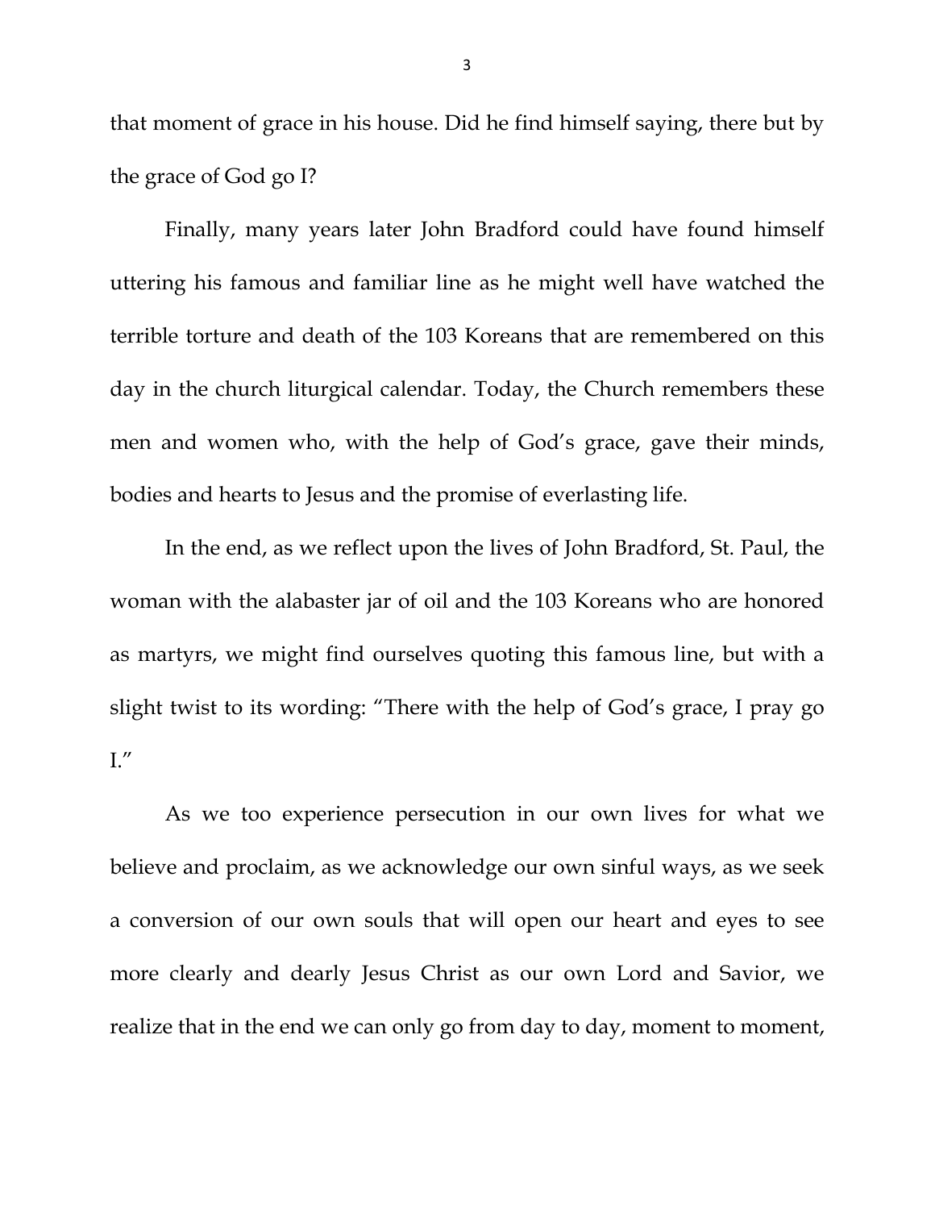that moment of grace in his house. Did he find himself saying, there but by the grace of God go I?

Finally, many years later John Bradford could have found himself uttering his famous and familiar line as he might well have watched the terrible torture and death of the 103 Koreans that are remembered on this day in the church liturgical calendar. Today, the Church remembers these men and women who, with the help of God's grace, gave their minds, bodies and hearts to Jesus and the promise of everlasting life.

In the end, as we reflect upon the lives of John Bradford, St. Paul, the woman with the alabaster jar of oil and the 103 Koreans who are honored as martyrs, we might find ourselves quoting this famous line, but with a slight twist to its wording: "There with the help of God's grace, I pray go I."

As we too experience persecution in our own lives for what we believe and proclaim, as we acknowledge our own sinful ways, as we seek a conversion of our own souls that will open our heart and eyes to see more clearly and dearly Jesus Christ as our own Lord and Savior, we realize that in the end we can only go from day to day, moment to moment,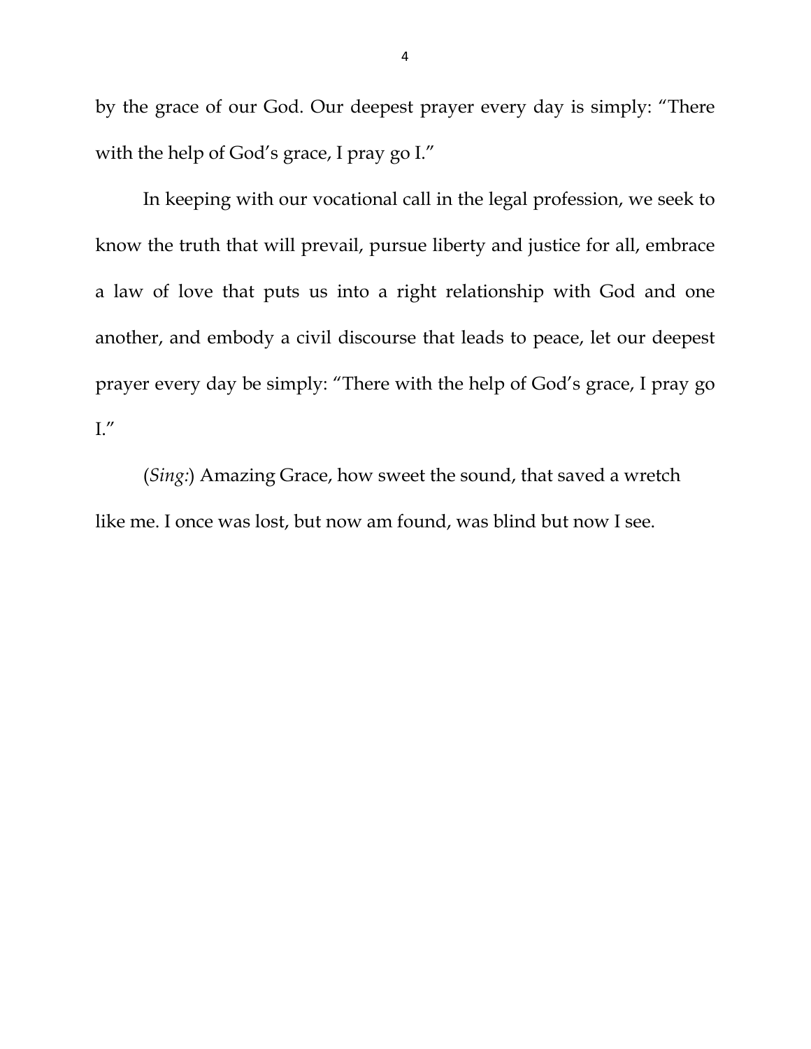by the grace of our God. Our deepest prayer every day is simply: "There with the help of God's grace, I pray go I."

In keeping with our vocational call in the legal profession, we seek to know the truth that will prevail, pursue liberty and justice for all, embrace a law of love that puts us into a right relationship with God and one another, and embody a civil discourse that leads to peace, let our deepest prayer every day be simply: "There with the help of God's grace, I pray go I."

(*Sing:*) Amazing Grace, how sweet the sound, that saved a wretch like me. I once was lost, but now am found, was blind but now I see.